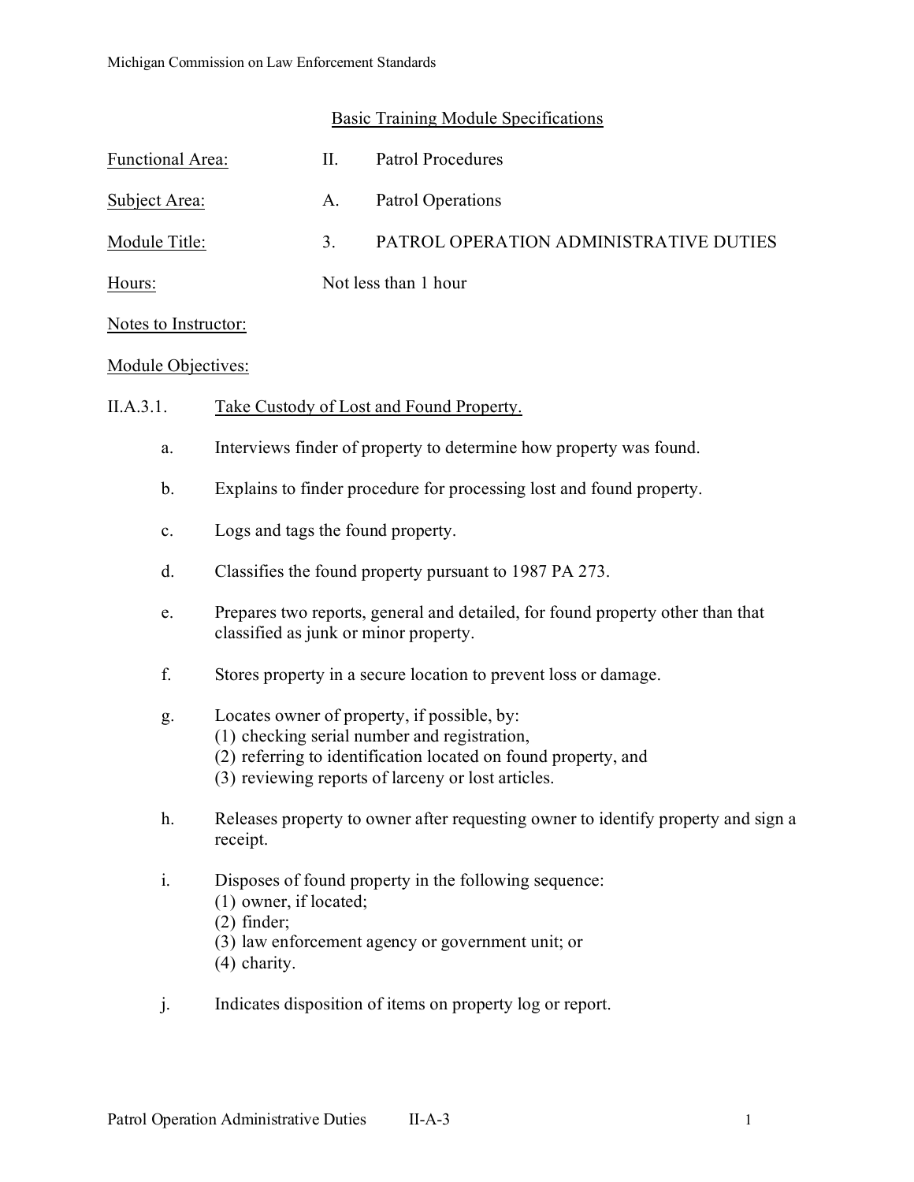## Basic Training Module Specifications

| | | |
|---|---|---|
| Functional Area: | II. | Patrol Procedures |
| Subject Area: | A. | Patrol Operations |
| Module Title: | 3. | PATROL OPERATION ADMINISTRATIVE DUTIES |
| Hours: | Not less than 1 hour | |

Notes to Instructor:

Module Objectives:

II.A.3.1. Take Custody of Lost and Found Property.

a. Interviews finder of property to determine how property was found.

b. Explains to finder procedure for processing lost and found property.

c. Logs and tags the found property.

d. Classifies the found property pursuant to 1987 PA 273.

e. Prepares two reports, general and detailed, for found property other than that classified as junk or minor property.

f. Stores property in a secure location to prevent loss or damage.

g. Locates owner of property, if possible, by:
(1) checking serial number and registration,
(2) referring to identification located on found property, and
(3) reviewing reports of larceny or lost articles.

h. Releases property to owner after requesting owner to identify property and sign a receipt.

i. Disposes of found property in the following sequence:
(1) owner, if located;
(2) finder;
(3) law enforcement agency or government unit; or
(4) charity.

j. Indicates disposition of items on property log or report.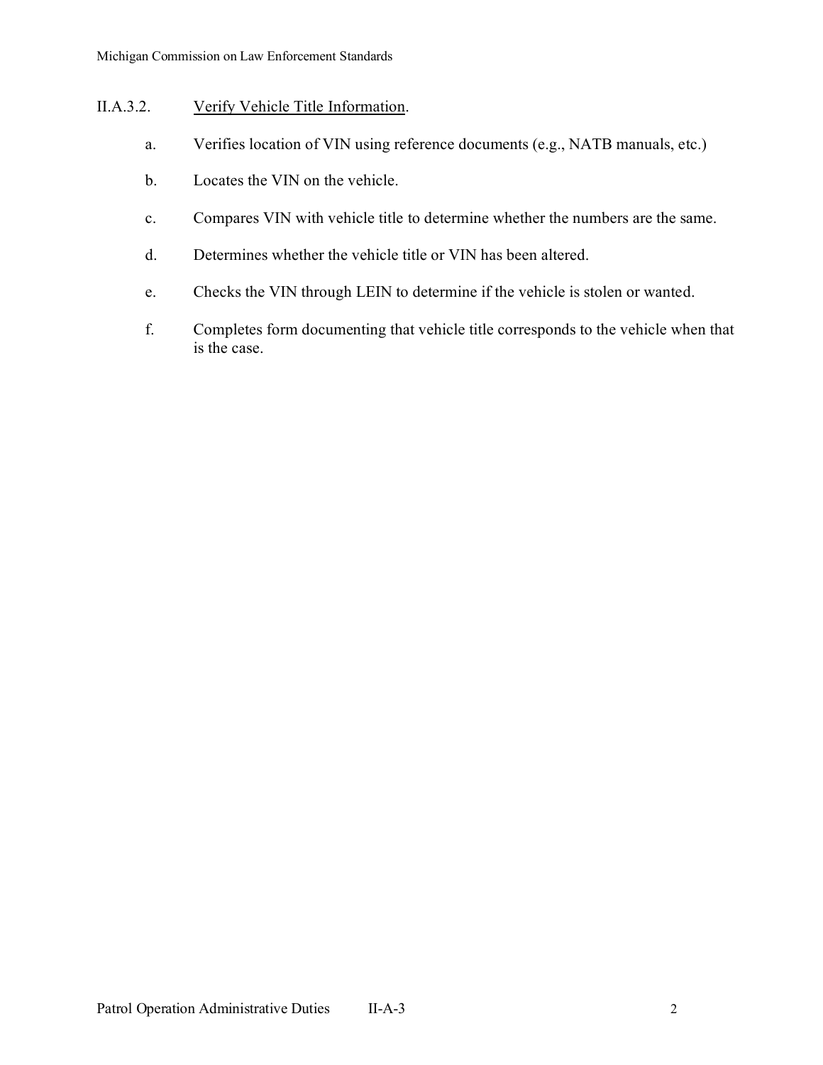II.A.3.2. Verify Vehicle Title Information.

a. Verifies location of VIN using reference documents (e.g., NATB manuals, etc.)

b. Locates the VIN on the vehicle.

c. Compares VIN with vehicle title to determine whether the numbers are the same.

d. Determines whether the vehicle title or VIN has been altered.

e. Checks the VIN through LEIN to determine if the vehicle is stolen or wanted.

f. Completes form documenting that vehicle title corresponds to the vehicle when that is the case.